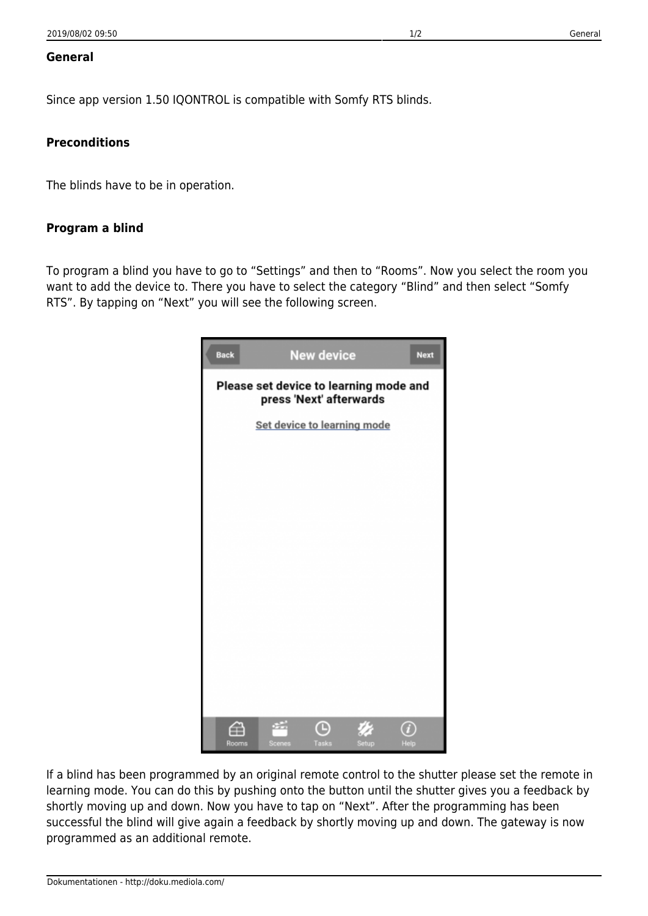**General**

Since app version 1.50 IQONTROL is compatible with Somfy RTS blinds.

**Preconditions**

The blinds have to be in operation.

**Program a blind**

To program a blind you have to go to “Settings” and then to “Rooms”. Now you select the room you want to add the device to. There you have to select the category “Blind” and then select “Somfy RTS”. By tapping on “Next” you will see the following screen.

If a blind has been programmed by an original remote control to the shutter please set the remote in learning mode. You can do this by pushing onto the button until the shutter gives you a feedback by shortly moving up and down. Now you have to tap on “Next”. After the programming has been successful the blind will give again a feedback by shortly moving up and down. The gateway is now programmed as an additional remote.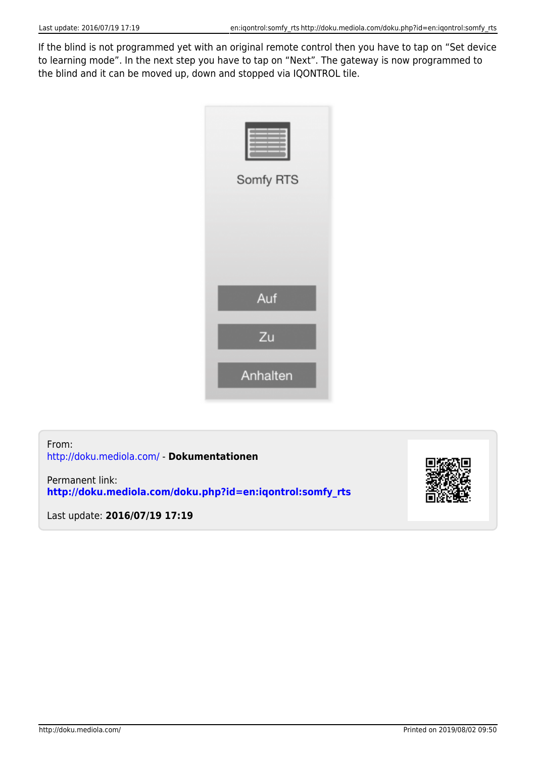If the blind is not programmed yet with an original remote control then you have to tap on "Set device to learning mode". In the next step you have to tap on "Next". The gateway is now programmed to the blind and it can be moved up, down and stopped via IQONTROL tile.

Somfy RTS

Auf

Zu

Anhalten

From:
http://doku.mediola.com/ - **Dokumentationen**

Permanent link:
**http://doku.mediola.com/doku.php?id=en:iqontrol:somfy_rts**

Last update: **2016/07/19 17:19**